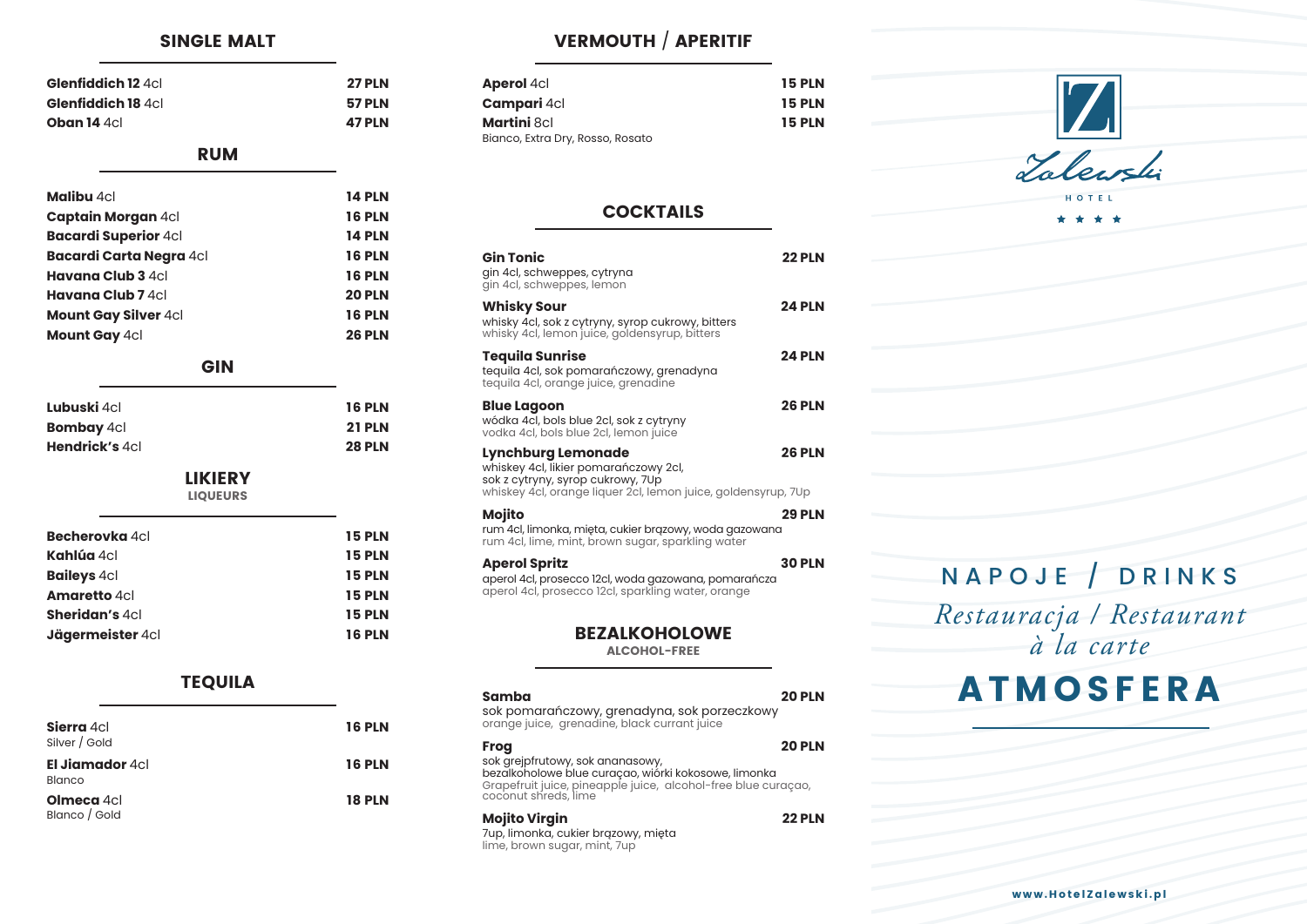## SINGLE MALT

| | |
|---|---|
| **Glenfiddich 12** 4cl | **27 PLN** |
| **Glenfiddich 18** 4cl | **57 PLN** |
| **Oban 14** 4cl | **47 PLN** |

## RUM

| | |
|---|---|
| **Malibu** 4cl | **14 PLN** |
| **Captain Morgan** 4cl | **16 PLN** |
| **Bacardi Superior** 4cl | **14 PLN** |
| **Bacardi Carta Negra** 4cl | **16 PLN** |
| **Havana Club 3** 4cl | **16 PLN** |
| **Havana Club 7** 4cl | **20 PLN** |
| **Mount Gay Silver** 4cl | **16 PLN** |
| **Mount Gay** 4cl | **26 PLN** |

## GIN

| | |
|---|---|
| **Lubuski** 4cl | **16 PLN** |
| **Bombay** 4cl | **21 PLN** |
| **Hendrick's** 4cl | **28 PLN** |

## LIKIERY
### LIQUEURS

| | |
|---|---|
| **Becherovka** 4cl | **15 PLN** |
| **Kahlúa** 4cl | **15 PLN** |
| **Baileys** 4cl | **15 PLN** |
| **Amaretto** 4cl | **15 PLN** |
| **Sheridan's** 4cl | **15 PLN** |
| **Jägermeister** 4cl | **16 PLN** |

## TEQUILA

| | |
|---|---|
| **Sierra** 4cl<br>Silver / Gold | **16 PLN** |
| **El Jiamador** 4cl<br>Blanco | **16 PLN** |
| **Olmeca** 4cl<br>Blanco / Gold | **18 PLN** |

## VERMOUTH / APERITIF

| | |
|---|---|
| **Aperol** 4cl | **15 PLN** |
| **Campari** 4cl | **15 PLN** |
| **Martini** 8cl<br>Bianco, Extra Dry, Rosso, Rosato | **15 PLN** |

## COCKTAILS

| | |
|---|---|
| **Gin Tonic**<br>gin 4cl, schweppes, cytryna<br>gin 4cl, schweppes, lemon | **22 PLN** |
| **Whisky Sour**<br>whisky 4cl, sok z cytryny, syrop cukrowy, bitters<br>whisky 4cl, lemon juice, goldensyrup, bitters | **24 PLN** |
| **Tequila Sunrise**<br>tequila 4cl, sok pomarańczowy, grenadyna<br>tequila 4cl, orange juice, grenadine | **24 PLN** |
| **Blue Lagoon**<br>wódka 4cl, bols blue 2cl, sok z cytryny<br>vodka 4cl, bols blue 2cl, lemon juice | **26 PLN** |
| **Lynchburg Lemonade**<br>whiskey 4cl, likier pomarańczowy 2cl, sok z cytryny, syrop cukrowy, 7Up<br>whiskey 4cl, orange liquer 2cl, lemon juice, goldensyrup, 7Up | **26 PLN** |
| **Mojito**<br>rum 4cl, limonka, mięta, cukier brązowy, woda gazowana<br>rum 4cl, lime, mint, brown sugar, sparkling water | **29 PLN** |
| **Aperol Spritz**<br>aperol 4cl, prosecco 12cl, woda gazowana, pomarańcza<br>aperol 4cl, prosecco 12cl, sparkling water, orange | **30 PLN** |

## BEZALKOHOLOWE
### ALCOHOL-FREE

| | |
|---|---|
| **Samba**<br>sok pomarańczowy, grenadyna, sok porzeczkowy<br>orange juice, grenadine, black currant juice | **20 PLN** |
| **Frog**<br>sok grejpfrutowy, sok ananasowy, bezalkoholowe blue curaçao, wiórki kokosowe, limonka<br>Grapefruit juice, pineapple juice, alcohol-free blue curaçao, coconut shreds, lime | **20 PLN** |
| **Mojito Virgin**<br>7up, limonka, cukier brązowy, mięta<br>lime, brown sugar, mint, 7up | **22 PLN** |

Zalewski HOTEL ★★★★

# NAPOJE / DRINKS

*Restauracja / Restaurant à la carte*

# ATMOSFERA

www.HotelZalewski.pl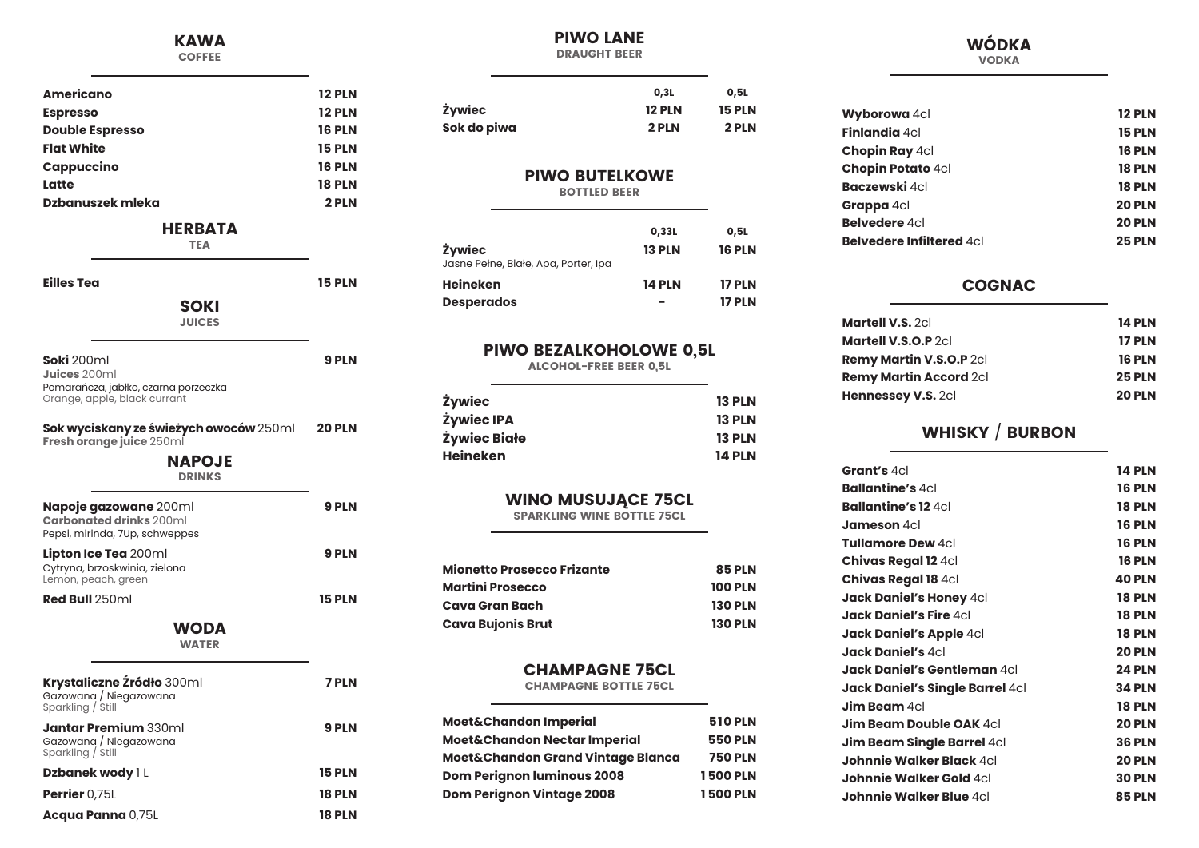## KAWA
COFFEE

| | |
|---|---|
| **Americano** | **12 PLN** |
| **Espresso** | **12 PLN** |
| **Double Espresso** | **16 PLN** |
| **Flat White** | **15 PLN** |
| **Cappuccino** | **16 PLN** |
| **Latte** | **18 PLN** |
| **Dzbanuszek mleka** | **2 PLN** |

## HERBATA
TEA

| | |
|---|---|
| **Eilles Tea** | **15 PLN** |

## SOKI
JUICES

| | |
|---|---|
| **Soki** 200ml<br>**Juices** 200ml<br>Pomarańcza, jabłko, czarna porzeczka<br>Orange, apple, black currant | **9 PLN** |
| **Sok wyciskany ze świeżych owoców** 250ml<br>**Fresh orange juice** 250ml | **20 PLN** |

## NAPOJE
DRINKS

| | |
|---|---|
| **Napoje gazowane** 200ml<br>**Carbonated drinks** 200ml<br>Pepsi, mirinda, 7Up, schweppes | **9 PLN** |
| **Lipton Ice Tea** 200ml<br>Cytryna, brzoskwinia, zielona<br>Lemon, peach, green | **9 PLN** |
| **Red Bull** 250ml | **15 PLN** |

## WODA
WATER

| | |
|---|---|
| **Krystaliczne Źródło** 300ml<br>Gazowana / Niegazowana<br>Sparkling / Still | **7 PLN** |
| **Jantar Premium** 330ml<br>Gazowana / Niegazowana<br>Sparkling / Still | **9 PLN** |
| **Dzbanek wody** 1 L | **15 PLN** |
| **Perrier** 0,75L | **18 PLN** |
| **Acqua Panna** 0,75L | **18 PLN** |

## PIWO LANE
DRAUGHT BEER

| | 0,3L | 0,5L |
|---|---|---|
| **Żywiec** | **12 PLN** | **15 PLN** |
| **Sok do piwa** | **2 PLN** | **2 PLN** |

## PIWO BUTELKOWE
BOTTLED BEER

| | 0,33L | 0,5L |
|---|---|---|
| **Żywiec**<br>Jasne Pełne, Białe, Apa, Porter, Ipa | **13 PLN** | **16 PLN** |
| **Heineken** | **14 PLN** | **17 PLN** |
| **Desperados** | - | **17 PLN** |

## PIWO BEZALKOHOLOWE 0,5L
ALCOHOL-FREE BEER 0,5L

| | |
|---|---|
| **Żywiec** | **13 PLN** |
| **Żywiec IPA** | **13 PLN** |
| **Żywiec Białe** | **13 PLN** |
| **Heineken** | **14 PLN** |

## WINO MUSUJĄCE 75CL
SPARKLING WINE BOTTLE 75CL

| | |
|---|---|
| **Mionetto Prosecco Frizante** | **85 PLN** |
| **Martini Prosecco** | **100 PLN** |
| **Cava Gran Bach** | **130 PLN** |
| **Cava Bujonis Brut** | **130 PLN** |

## CHAMPAGNE 75CL
CHAMPAGNE BOTTLE 75CL

| | |
|---|---|
| **Moet&Chandon Imperial** | **510 PLN** |
| **Moet&Chandon Nectar Imperial** | **550 PLN** |
| **Moet&Chandon Grand Vintage Blanca** | **750 PLN** |
| **Dom Perignon luminous 2008** | **1 500 PLN** |
| **Dom Perignon Vintage 2008** | **1 500 PLN** |

## WÓDKA
VODKA

| | |
|---|---|
| **Wyborowa** 4cl | **12 PLN** |
| **Finlandia** 4cl | **15 PLN** |
| **Chopin Ray** 4cl | **16 PLN** |
| **Chopin Potato** 4cl | **18 PLN** |
| **Baczewski** 4cl | **18 PLN** |
| **Grappa** 4cl | **20 PLN** |
| **Belvedere** 4cl | **20 PLN** |
| **Belvedere Infiltered** 4cl | **25 PLN** |

## COGNAC

| | |
|---|---|
| **Martell V.S.** 2cl | **14 PLN** |
| **Martell V.S.O.P** 2cl | **17 PLN** |
| **Remy Martin V.S.O.P** 2cl | **16 PLN** |
| **Remy Martin Accord** 2cl | **25 PLN** |
| **Hennessey V.S.** 2cl | **20 PLN** |

## WHISKY / BURBON

| | |
|---|---|
| **Grant's** 4cl | **14 PLN** |
| **Ballantine's** 4cl | **16 PLN** |
| **Ballantine's 12** 4cl | **18 PLN** |
| **Jameson** 4cl | **16 PLN** |
| **Tullamore Dew** 4cl | **16 PLN** |
| **Chivas Regal 12** 4cl | **16 PLN** |
| **Chivas Regal 18** 4cl | **40 PLN** |
| **Jack Daniel's Honey** 4cl | **18 PLN** |
| **Jack Daniel's Fire** 4cl | **18 PLN** |
| **Jack Daniel's Apple** 4cl | **18 PLN** |
| **Jack Daniel's** 4cl | **20 PLN** |
| **Jack Daniel's Gentleman** 4cl | **24 PLN** |
| **Jack Daniel's Single Barrel** 4cl | **34 PLN** |
| **Jim Beam** 4cl | **18 PLN** |
| **Jim Beam Double OAK** 4cl | **20 PLN** |
| **Jim Beam Single Barrel** 4cl | **36 PLN** |
| **Johnnie Walker Black** 4cl | **20 PLN** |
| **Johnnie Walker Gold** 4cl | **30 PLN** |
| **Johnnie Walker Blue** 4cl | **85 PLN** |